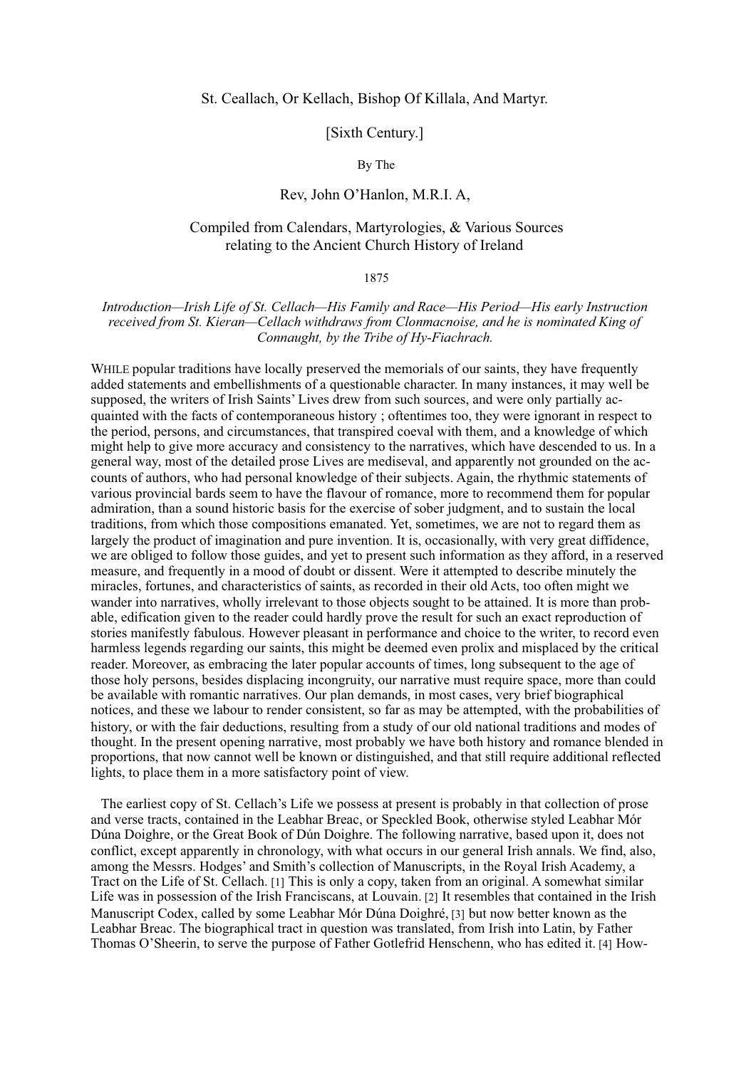# St. Ceallach, Or Kellach, Bishop Of Killala, And Martyr.

[Sixth Century.]

By The

## Rev, John O'Hanlon, M.R.I. A,

Compiled from Calendars, Martyrologies, & Various Sources relating to the Ancient Church History of Ireland

1875

*Introduction—Irish Life of St. Cellach—His Family and Race—His Period—His early Instruction received from St. Kieran—Cellach withdraws from Clonmacnoise, and he is nominated King of Connaught, by the Tribe of Hy-Fiachrach.*

WHILE popular traditions have locally preserved the memorials of our saints, they have frequently added statements and embellishments of a questionable character. In many instances, it may well be supposed, the writers of Irish Saints' Lives drew from such sources, and were only partially acquainted with the facts of contemporaneous history ; oftentimes too, they were ignorant in respect to the period, persons, and circumstances, that transpired coeval with them, and a knowledge of which might help to give more accuracy and consistency to the narratives, which have descended to us. In a general way, most of the detailed prose Lives are mediseval, and apparently not grounded on the accounts of authors, who had personal knowledge of their subjects. Again, the rhythmic statements of various provincial bards seem to have the flavour of romance, more to recommend them for popular admiration, than a sound historic basis for the exercise of sober judgment, and to sustain the local traditions, from which those compositions emanated. Yet, sometimes, we are not to regard them as largely the product of imagination and pure invention. It is, occasionally, with very great diffidence, we are obliged to follow those guides, and yet to present such information as they afford, in a reserved measure, and frequently in a mood of doubt or dissent. Were it attempted to describe minutely the miracles, fortunes, and characteristics of saints, as recorded in their old Acts, too often might we wander into narratives, wholly irrelevant to those objects sought to be attained. It is more than probable, edification given to the reader could hardly prove the result for such an exact reproduction of stories manifestly fabulous. However pleasant in performance and choice to the writer, to record even harmless legends regarding our saints, this might be deemed even prolix and misplaced by the critical reader. Moreover, as embracing the later popular accounts of times, long subsequent to the age of those holy persons, besides displacing incongruity, our narrative must require space, more than could be available with romantic narratives. Our plan demands, in most cases, very brief biographical notices, and these we labour to render consistent, so far as may be attempted, with the probabilities of history, or with the fair deductions, resulting from a study of our old national traditions and modes of thought. In the present opening narrative, most probably we have both history and romance blended in proportions, that now cannot well be known or distinguished, and that still require additional reflected lights, to place them in a more satisfactory point of view.

The earliest copy of St. Cellach's Life we possess at present is probably in that collection of prose and verse tracts, contained in the Leabhar Breac, or Speckled Book, otherwise styled Leabhar Mór Dúna Doighre, or the Great Book of Dún Doighre. The following narrative, based upon it, does not conflict, except apparently in chronology, with what occurs in our general Irish annals. We find, also, among the Messrs. Hodges' and Smith's collection of Manuscripts, in the Royal Irish Academy, a Tract on the Life of St. Cellach. [1] This is only a copy, taken from an original. A somewhat similar Life was in possession of the Irish Franciscans, at Louvain. [2] It resembles that contained in the Irish Manuscript Codex, called by some Leabhar Mór Dúna Doighré, [3] but now better known as the Leabhar Breac. The biographical tract in question was translated, from Irish into Latin, by Father Thomas O'Sheerin, to serve the purpose of Father Gotlefrid Henschenn, who has edited it. [4] How-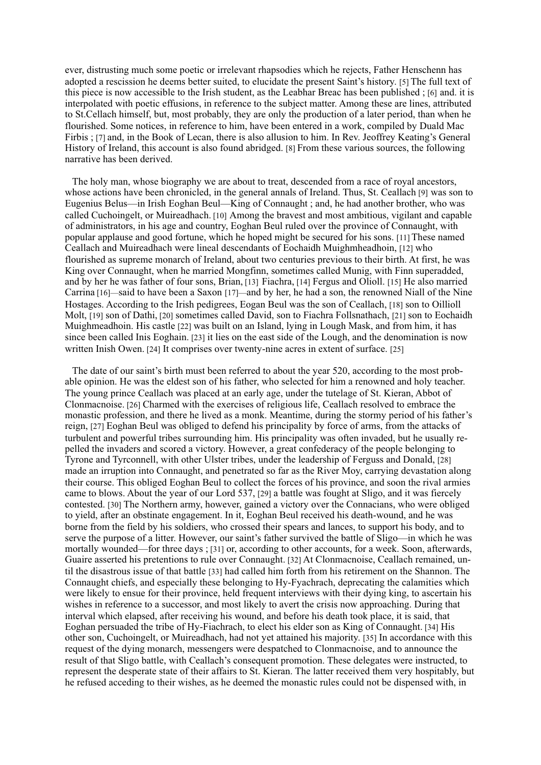ever, distrusting much some poetic or irrelevant rhapsodies which he rejects, Father Henschenn has adopted a rescission he deems better suited, to elucidate the present Saint's history. [5] The full text of this piece is now accessible to the Irish student, as the Leabhar Breac has been published ; [6] and. it is interpolated with poetic effusions, in reference to the subject matter. Among these are lines, attributed to St.Cellach himself, but, most probably, they are only the production of a later period, than when he flourished. Some notices, in reference to him, have been entered in a work, compiled by Duald Mac Firbis ; [7] and, in the Book of Lecan, there is also allusion to him. In Rev. Jeoffrey Keating's General History of Ireland, this account is also found abridged. [8] From these various sources, the following narrative has been derived.

The holy man, whose biography we are about to treat, descended from a race of royal ancestors, whose actions have been chronicled, in the general annals of Ireland. Thus, St. Ceallach [9] was son to Eugenius Belus—in Irish Eoghan Beul—King of Connaught ; and, he had another brother, who was called Cuchoingelt, or Muireadhach. [10] Among the bravest and most ambitious, vigilant and capable of administrators, in his age and country, Eoghan Beul ruled over the province of Connaught, with popular applause and good fortune, which he hoped might be secured for his sons. [11] These named Ceallach and Muireadhach were lineal descendants of Eochaidh Muighmheadhoin, [12] who flourished as supreme monarch of Ireland, about two centuries previous to their birth. At first, he was King over Connaught, when he married Mongfinn, sometimes called Munig, with Finn superadded, and by her he was father of four sons, Brian, [13] Fiachra, [14] Fergus and Olioll. [15] He also married Carrina [16]—said to have been a Saxon [17]—and by her, he had a son, the renowned Niall of the Nine Hostages. According to the Irish pedigrees, Eogan Beul was the son of Ceallach, [18] son to Oillioll Molt, [19] son of Dathi, [20] sometimes called David, son to Fiachra Follsnathach, [21] son to Eochaidh Muighmeadhoin. His castle [22] was built on an Island, lying in Lough Mask, and from him, it has since been called Inis Eoghain. [23] it lies on the east side of the Lough, and the denomination is now written Inish Owen. [24] It comprises over twenty-nine acres in extent of surface. [25]

The date of our saint's birth must been referred to about the year 520, according to the most probable opinion. He was the eldest son of his father, who selected for him a renowned and holy teacher. The young prince Ceallach was placed at an early age, under the tutelage of St. Kieran, Abbot of Clonmacnoise. [26] Charmed with the exercises of religious life, Ceallach resolved to embrace the monastic profession, and there he lived as a monk. Meantime, during the stormy period of his father's reign, [27] Eoghan Beul was obliged to defend his principality by force of arms, from the attacks of turbulent and powerful tribes surrounding him. His principality was often invaded, but he usually repelled the invaders and scored a victory. However, a great confederacy of the people belonging to Tyrone and Tyrconnell, with other Ulster tribes, under the leadership of Ferguss and Donald, [28] made an irruption into Connaught, and penetrated so far as the River Moy, carrying devastation along their course. This obliged Eoghan Beul to collect the forces of his province, and soon the rival armies came to blows. About the year of our Lord 537, [29] a battle was fought at Sligo, and it was fiercely contested. [30] The Northern army, however, gained a victory over the Connacians, who were obliged to yield, after an obstinate engagement. In it, Eoghan Beul received his death-wound, and he was borne from the field by his soldiers, who crossed their spears and lances, to support his body, and to serve the purpose of a litter. However, our saint's father survived the battle of Sligo—in which he was mortally wounded—for three days ; [31] or, according to other accounts, for a week. Soon, afterwards, Guaire asserted his pretentions to rule over Connaught. [32] At Clonmacnoise, Ceallach remained, until the disastrous issue of that battle [33] had called him forth from his retirement on the Shannon. The Connaught chiefs, and especially these belonging to Hy-Fyachrach, deprecating the calamities which were likely to ensue for their province, held frequent interviews with their dying king, to ascertain his wishes in reference to a successor, and most likely to avert the crisis now approaching. During that interval which elapsed, after receiving his wound, and before his death took place, it is said, that Eoghan persuaded the tribe of Hy-Fiachrach, to elect his elder son as King of Connaught. [34] His other son, Cuchoingelt, or Muireadhach, had not yet attained his majority. [35] In accordance with this request of the dying monarch, messengers were despatched to Clonmacnoise, and to announce the result of that Sligo battle, with Ceallach's consequent promotion. These delegates were instructed, to represent the desperate state of their affairs to St. Kieran. The latter received them very hospitably, but he refused acceding to their wishes, as he deemed the monastic rules could not be dispensed with, in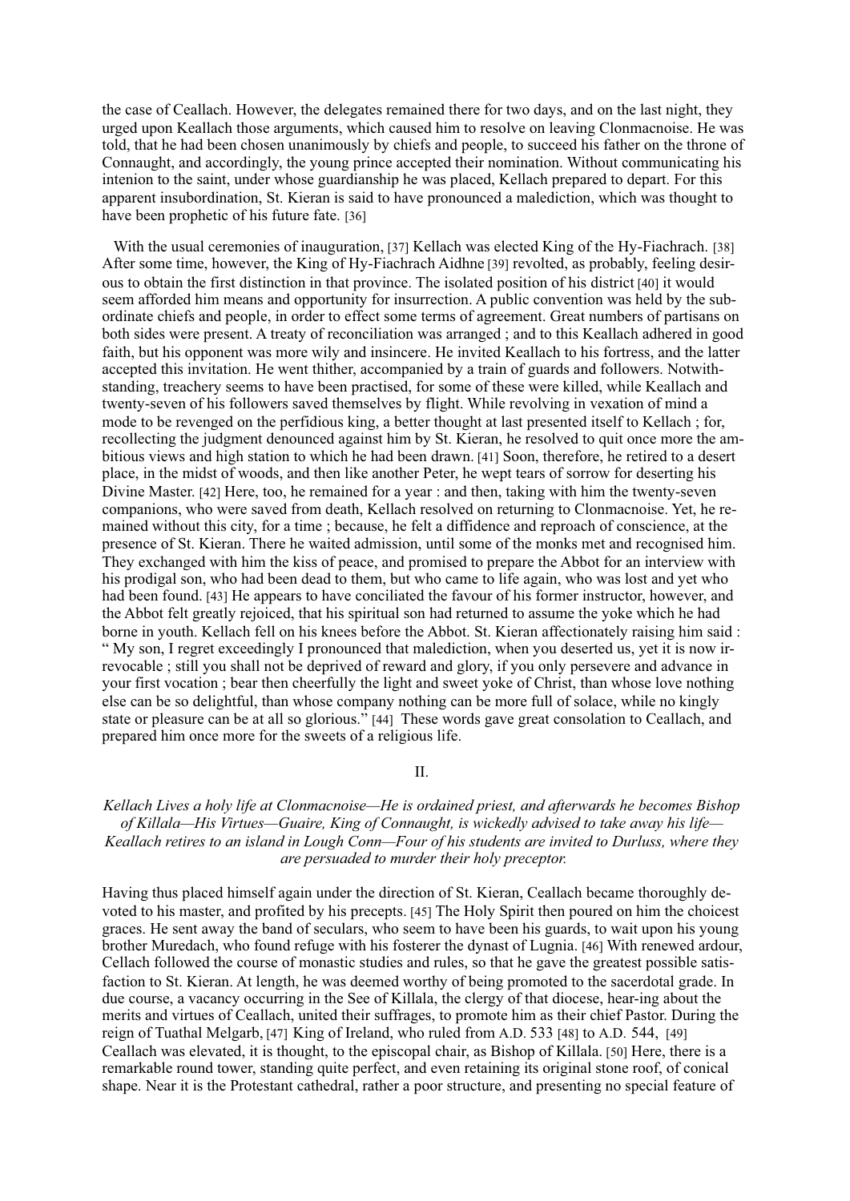the case of Ceallach. However, the delegates remained there for two days, and on the last night, they urged upon Keallach those arguments, which caused him to resolve on leaving Clonmacnoise. He was told, that he had been chosen unanimously by chiefs and people, to succeed his father on the throne of Connaught, and accordingly, the young prince accepted their nomination. Without communicating his intenion to the saint, under whose guardianship he was placed, Kellach prepared to depart. For this apparent insubordination, St. Kieran is said to have pronounced a malediction, which was thought to have been prophetic of his future fate. [36]

With the usual ceremonies of inauguration, [37] Kellach was elected King of the Hy-Fiachrach. [38] After some time, however, the King of Hy-Fiachrach Aidhne [39] revolted, as probably, feeling desirous to obtain the first distinction in that province. The isolated position of his district [40] it would seem afforded him means and opportunity for insurrection. A public convention was held by the subordinate chiefs and people, in order to effect some terms of agreement. Great numbers of partisans on both sides were present. A treaty of reconciliation was arranged ; and to this Keallach adhered in good faith, but his opponent was more wily and insincere. He invited Keallach to his fortress, and the latter accepted this invitation. He went thither, accompanied by a train of guards and followers. Notwithstanding, treachery seems to have been practised, for some of these were killed, while Keallach and twenty-seven of his followers saved themselves by flight. While revolving in vexation of mind a mode to be revenged on the perfidious king, a better thought at last presented itself to Kellach ; for, recollecting the judgment denounced against him by St. Kieran, he resolved to quit once more the ambitious views and high station to which he had been drawn. [41] Soon, therefore, he retired to a desert place, in the midst of woods, and then like another Peter, he wept tears of sorrow for deserting his Divine Master. [42] Here, too, he remained for a year : and then, taking with him the twenty-seven companions, who were saved from death, Kellach resolved on returning to Clonmacnoise. Yet, he remained without this city, for a time ; because, he felt a diffidence and reproach of conscience, at the presence of St. Kieran. There he waited admission, until some of the monks met and recognised him. They exchanged with him the kiss of peace, and promised to prepare the Abbot for an interview with his prodigal son, who had been dead to them, but who came to life again, who was lost and yet who had been found. [43] He appears to have conciliated the favour of his former instructor, however, and the Abbot felt greatly rejoiced, that his spiritual son had returned to assume the yoke which he had borne in youth. Kellach fell on his knees before the Abbot. St. Kieran affectionately raising him said : " My son, I regret exceedingly I pronounced that malediction, when you deserted us, yet it is now irrevocable ; still you shall not be deprived of reward and glory, if you only persevere and advance in your first vocation ; bear then cheerfully the light and sweet yoke of Christ, than whose love nothing else can be so delightful, than whose company nothing can be more full of solace, while no kingly state or pleasure can be at all so glorious." [44] These words gave great consolation to Ceallach, and prepared him once more for the sweets of a religious life.

## II.

*Kellach Lives a holy life at Clonmacnoise—He is ordained priest, and afterwards he becomes Bishop of Killala—His Virtues—Guaire, King of Connaught, is wickedly advised to take away his life—Keallach retires to an island in Lough Conn—Four of his students are invited to Durluss, where they are persuaded to murder their holy preceptor.*

Having thus placed himself again under the direction of St. Kieran, Ceallach became thoroughly devoted to his master, and profited by his precepts. [45] The Holy Spirit then poured on him the choicest graces. He sent away the band of seculars, who seem to have been his guards, to wait upon his young brother Muredach, who found refuge with his fosterer the dynast of Lugnia. [46] With renewed ardour, Cellach followed the course of monastic studies and rules, so that he gave the greatest possible satisfaction to St. Kieran. At length, he was deemed worthy of being promoted to the sacerdotal grade. In due course, a vacancy occurring in the See of Killala, the clergy of that diocese, hear-ing about the merits and virtues of Ceallach, united their suffrages, to promote him as their chief Pastor. During the reign of Tuathal Melgarb, [47] King of Ireland, who ruled from A.D. 533 [48] to A.D. 544, [49] Ceallach was elevated, it is thought, to the episcopal chair, as Bishop of Killala. [50] Here, there is a remarkable round tower, standing quite perfect, and even retaining its original stone roof, of conical shape. Near it is the Protestant cathedral, rather a poor structure, and presenting no special feature of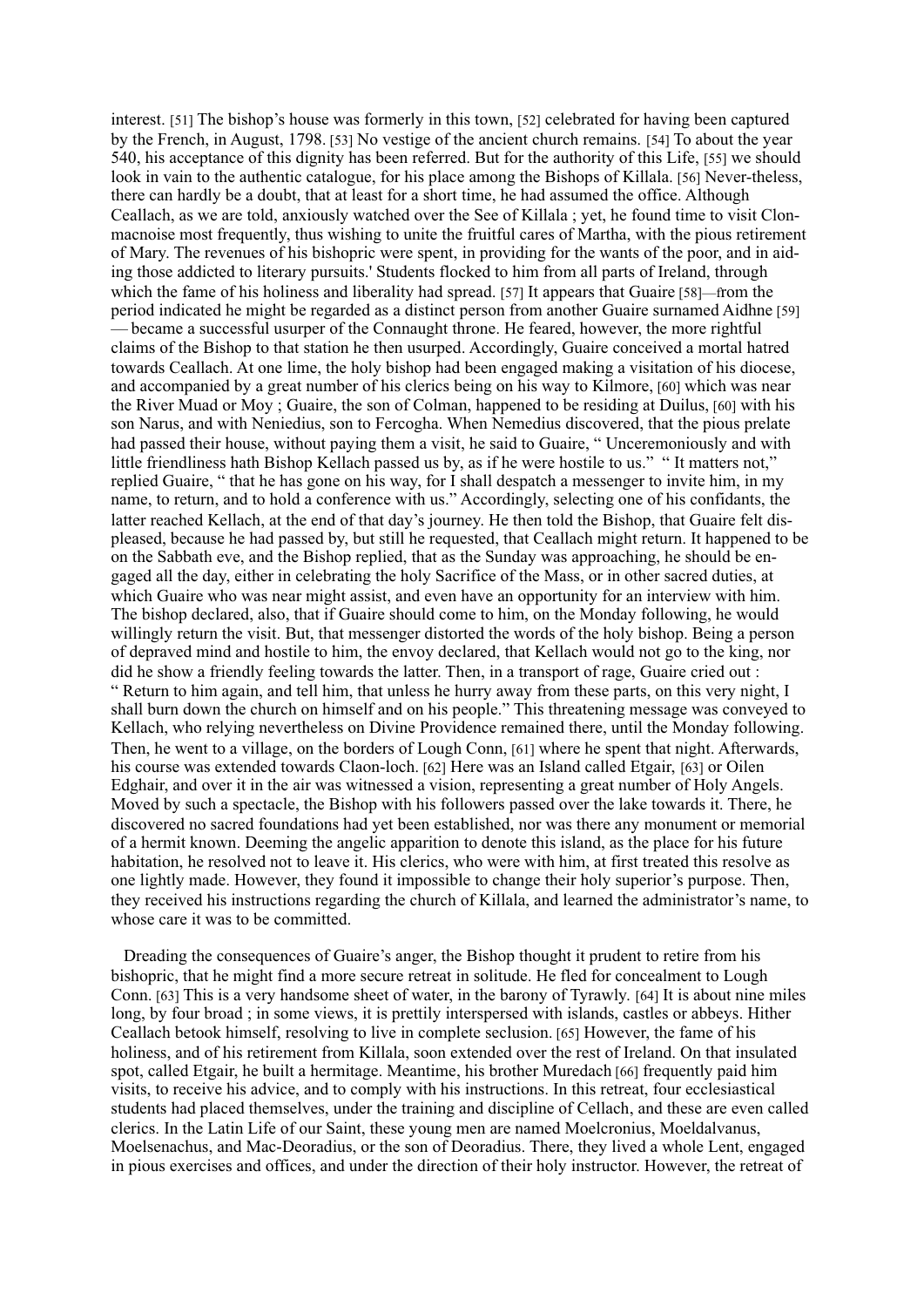interest. [51] The bishop's house was formerly in this town, [52] celebrated for having been captured by the French, in August, 1798. [53] No vestige of the ancient church remains. [54] To about the year 540, his acceptance of this dignity has been referred. But for the authority of this Life, [55] we should look in vain to the authentic catalogue, for his place among the Bishops of Killala. [56] Never-theless, there can hardly be a doubt, that at least for a short time, he had assumed the office. Although Ceallach, as we are told, anxiously watched over the See of Killala ; yet, he found time to visit Clon-macnoise most frequently, thus wishing to unite the fruitful cares of Martha, with the pious retirement of Mary. The revenues of his bishopric were spent, in providing for the wants of the poor, and in aid-ing those addicted to literary pursuits.' Students flocked to him from all parts of Ireland, through which the fame of his holiness and liberality had spread. [57] It appears that Guaire [58]—from the period indicated he might be regarded as a distinct person from another Guaire surnamed Aidhne [59] — became a successful usurper of the Connaught throne. He feared, however, the more rightful claims of the Bishop to that station he then usurped. Accordingly, Guaire conceived a mortal hatred towards Ceallach. At one lime, the holy bishop had been engaged making a visitation of his diocese, and accompanied by a great number of his clerics being on his way to Kilmore, [60] which was near the River Muad or Moy ; Guaire, the son of Colman, happened to be residing at Duilus, [60] with his son Narus, and with Neniedius, son to Fercogha. When Nemedius discovered, that the pious prelate had passed their house, without paying them a visit, he said to Guaire, " Unceremoniously and with little friendliness hath Bishop Kellach passed us by, as if he were hostile to us." " It matters not," replied Guaire, " that he has gone on his way, for I shall despatch a messenger to invite him, in my name, to return, and to hold a conference with us." Accordingly, selecting one of his confidants, the latter reached Kellach, at the end of that day's journey. He then told the Bishop, that Guaire felt dis-pleased, because he had passed by, but still he requested, that Ceallach might return. It happened to be on the Sabbath eve, and the Bishop replied, that as the Sunday was approaching, he should be en-gaged all the day, either in celebrating the holy Sacrifice of the Mass, or in other sacred duties, at which Guaire who was near might assist, and even have an opportunity for an interview with him. The bishop declared, also, that if Guaire should come to him, on the Monday following, he would willingly return the visit. But, that messenger distorted the words of the holy bishop. Being a person of depraved mind and hostile to him, the envoy declared, that Kellach would not go to the king, nor did he show a friendly feeling towards the latter. Then, in a transport of rage, Guaire cried out : " Return to him again, and tell him, that unless he hurry away from these parts, on this very night, I shall burn down the church on himself and on his people." This threatening message was conveyed to Kellach, who relying nevertheless on Divine Providence remained there, until the Monday following. Then, he went to a village, on the borders of Lough Conn, [61] where he spent that night. Afterwards, his course was extended towards Claon-loch. [62] Here was an Island called Etgair, [63] or Oilen Edghair, and over it in the air was witnessed a vision, representing a great number of Holy Angels. Moved by such a spectacle, the Bishop with his followers passed over the lake towards it. There, he discovered no sacred foundations had yet been established, nor was there any monument or memorial of a hermit known. Deeming the angelic apparition to denote this island, as the place for his future habitation, he resolved not to leave it. His clerics, who were with him, at first treated this resolve as one lightly made. However, they found it impossible to change their holy superior's purpose. Then, they received his instructions regarding the church of Killala, and learned the administrator's name, to whose care it was to be committed.

Dreading the consequences of Guaire's anger, the Bishop thought it prudent to retire from his bishopric, that he might find a more secure retreat in solitude. He fled for concealment to Lough Conn. [63] This is a very handsome sheet of water, in the barony of Tyrawly. [64] It is about nine miles long, by four broad ; in some views, it is prettily interspersed with islands, castles or abbeys. Hither Ceallach betook himself, resolving to live in complete seclusion. [65] However, the fame of his holiness, and of his retirement from Killala, soon extended over the rest of Ireland. On that insulated spot, called Etgair, he built a hermitage. Meantime, his brother Muredach [66] frequently paid him visits, to receive his advice, and to comply with his instructions. In this retreat, four ecclesiastical students had placed themselves, under the training and discipline of Cellach, and these are even called clerics. In the Latin Life of our Saint, these young men are named Moelcronius, Moeldalvanus, Moelsenachus, and Mac-Deoradius, or the son of Deoradius. There, they lived a whole Lent, engaged in pious exercises and offices, and under the direction of their holy instructor. However, the retreat of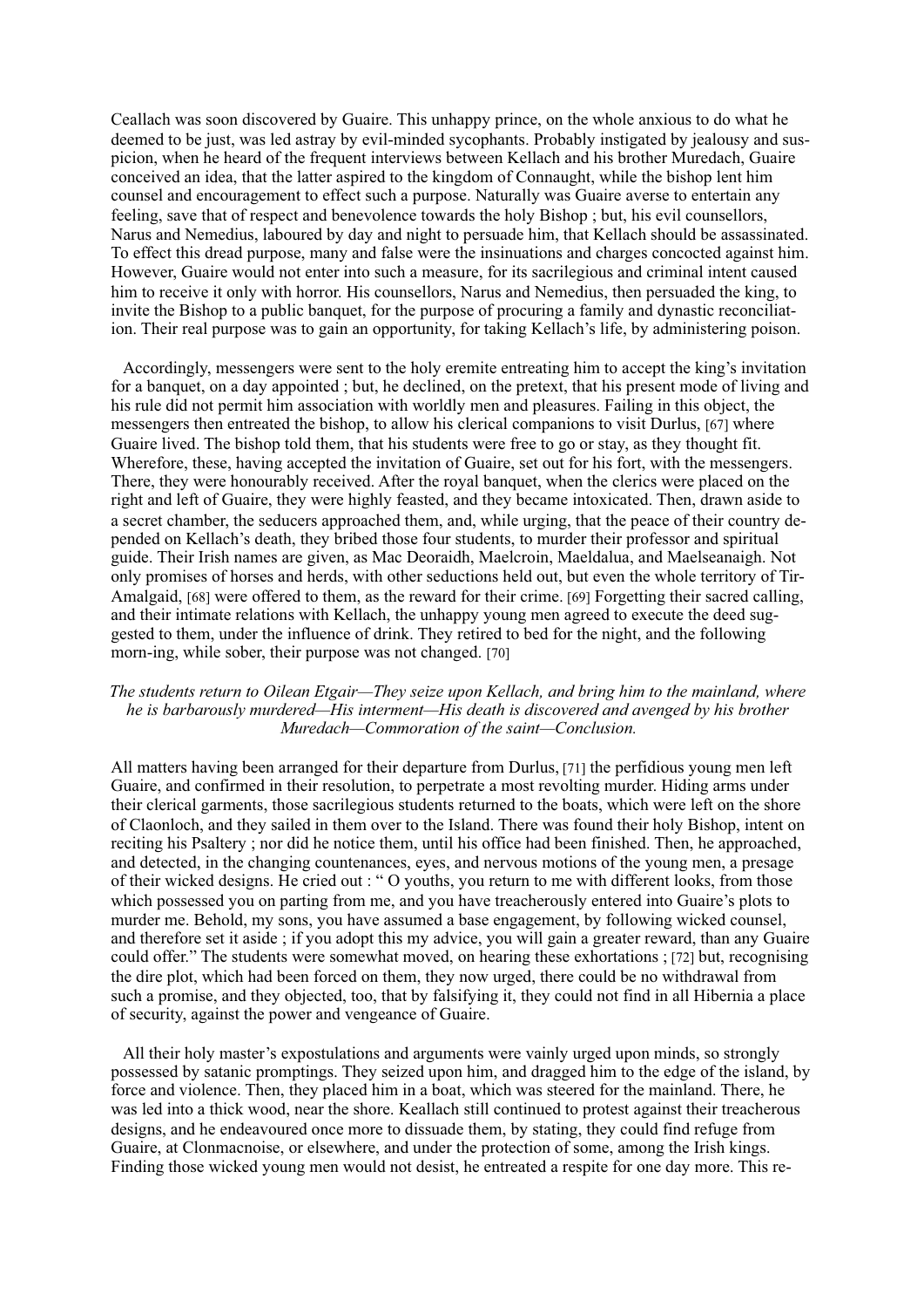Ceallach was soon discovered by Guaire. This unhappy prince, on the whole anxious to do what he deemed to be just, was led astray by evil-minded sycophants. Probably instigated by jealousy and suspicion, when he heard of the frequent interviews between Kellach and his brother Muredach, Guaire conceived an idea, that the latter aspired to the kingdom of Connaught, while the bishop lent him counsel and encouragement to effect such a purpose. Naturally was Guaire averse to entertain any feeling, save that of respect and benevolence towards the holy Bishop ; but, his evil counsellors, Narus and Nemedius, laboured by day and night to persuade him, that Kellach should be assassinated. To effect this dread purpose, many and false were the insinuations and charges concocted against him. However, Guaire would not enter into such a measure, for its sacrilegious and criminal intent caused him to receive it only with horror. His counsellors, Narus and Nemedius, then persuaded the king, to invite the Bishop to a public banquet, for the purpose of procuring a family and dynastic reconciliation. Their real purpose was to gain an opportunity, for taking Kellach's life, by administering poison.

Accordingly, messengers were sent to the holy eremite entreating him to accept the king's invitation for a banquet, on a day appointed ; but, he declined, on the pretext, that his present mode of living and his rule did not permit him association with worldly men and pleasures. Failing in this object, the messengers then entreated the bishop, to allow his clerical companions to visit Durlus, [67] where Guaire lived. The bishop told them, that his students were free to go or stay, as they thought fit. Wherefore, these, having accepted the invitation of Guaire, set out for his fort, with the messengers. There, they were honourably received. After the royal banquet, when the clerics were placed on the right and left of Guaire, they were highly feasted, and they became intoxicated. Then, drawn aside to a secret chamber, the seducers approached them, and, while urging, that the peace of their country depended on Kellach's death, they bribed those four students, to murder their professor and spiritual guide. Their Irish names are given, as Mac Deoraidh, Maelcroin, Maeldalua, and Maelseanaigh. Not only promises of horses and herds, with other seductions held out, but even the whole territory of Tir-Amalgaid, [68] were offered to them, as the reward for their crime. [69] Forgetting their sacred calling, and their intimate relations with Kellach, the unhappy young men agreed to execute the deed suggested to them, under the influence of drink. They retired to bed for the night, and the following morn-ing, while sober, their purpose was not changed. [70]

*The students return to Oilean Etgair—They seize upon Kellach, and bring him to the mainland, where he is barbarously murdered—His interment—His death is discovered and avenged by his brother Muredach—Commoration of the saint—Conclusion.*

All matters having been arranged for their departure from Durlus, [71] the perfidious young men left Guaire, and confirmed in their resolution, to perpetrate a most revolting murder. Hiding arms under their clerical garments, those sacrilegious students returned to the boats, which were left on the shore of Claonloch, and they sailed in them over to the Island. There was found their holy Bishop, intent on reciting his Psaltery ; nor did he notice them, until his office had been finished. Then, he approached, and detected, in the changing countenances, eyes, and nervous motions of the young men, a presage of their wicked designs. He cried out : " O youths, you return to me with different looks, from those which possessed you on parting from me, and you have treacherously entered into Guaire's plots to murder me. Behold, my sons, you have assumed a base engagement, by following wicked counsel, and therefore set it aside ; if you adopt this my advice, you will gain a greater reward, than any Guaire could offer." The students were somewhat moved, on hearing these exhortations ; [72] but, recognising the dire plot, which had been forced on them, they now urged, there could be no withdrawal from such a promise, and they objected, too, that by falsifying it, they could not find in all Hibernia a place of security, against the power and vengeance of Guaire.

All their holy master's expostulations and arguments were vainly urged upon minds, so strongly possessed by satanic promptings. They seized upon him, and dragged him to the edge of the island, by force and violence. Then, they placed him in a boat, which was steered for the mainland. There, he was led into a thick wood, near the shore. Keallach still continued to protest against their treacherous designs, and he endeavoured once more to dissuade them, by stating, they could find refuge from Guaire, at Clonmacnoise, or elsewhere, and under the protection of some, among the Irish kings. Finding those wicked young men would not desist, he entreated a respite for one day more. This re-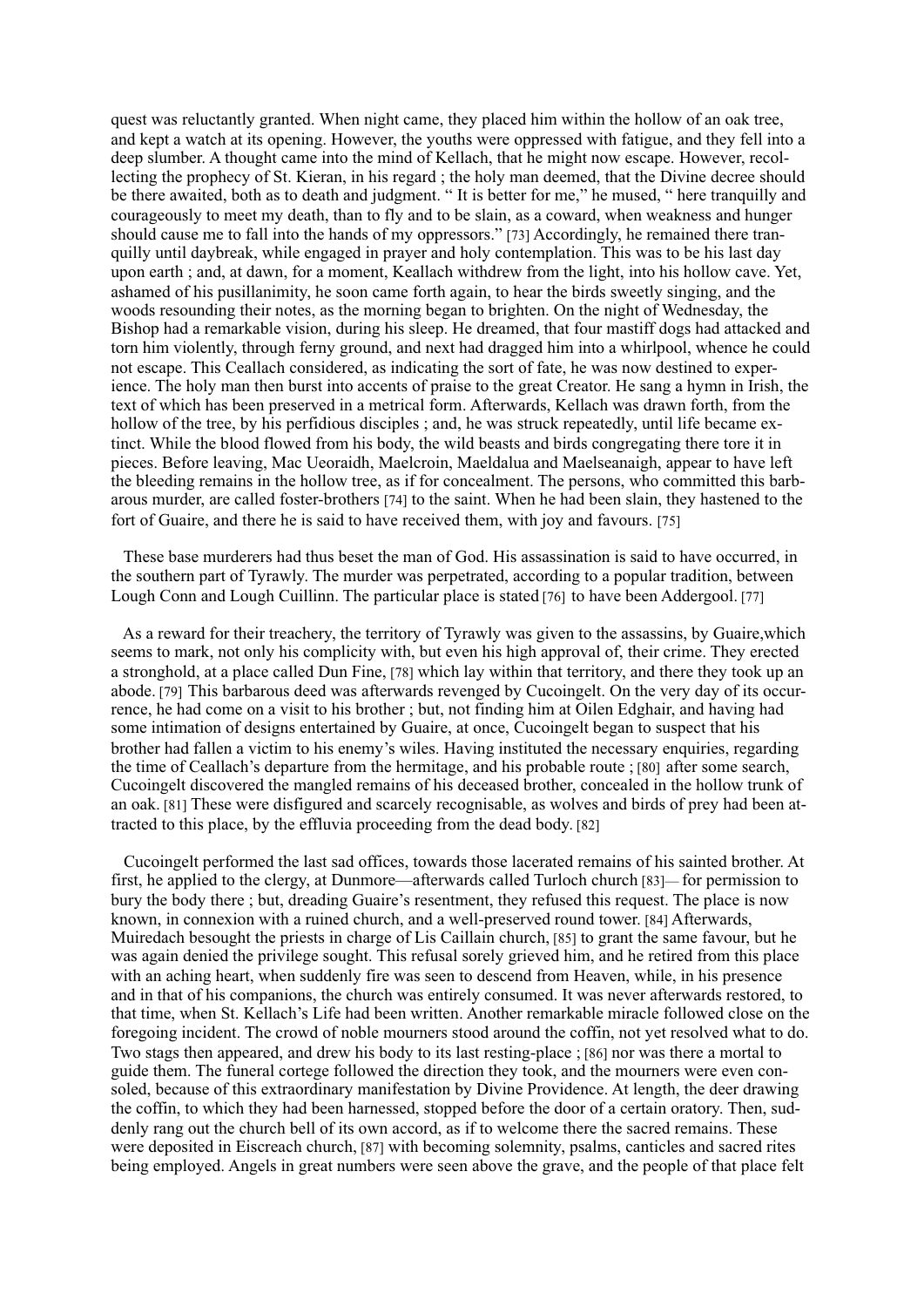quest was reluctantly granted. When night came, they placed him within the hollow of an oak tree, and kept a watch at its opening. However, the youths were oppressed with fatigue, and they fell into a deep slumber. A thought came into the mind of Kellach, that he might now escape. However, recollecting the prophecy of St. Kieran, in his regard ; the holy man deemed, that the Divine decree should be there awaited, both as to death and judgment. " It is better for me," he mused, " here tranquilly and courageously to meet my death, than to fly and to be slain, as a coward, when weakness and hunger should cause me to fall into the hands of my oppressors." [73] Accordingly, he remained there tranquilly until daybreak, while engaged in prayer and holy contemplation. This was to be his last day upon earth ; and, at dawn, for a moment, Keallach withdrew from the light, into his hollow cave. Yet, ashamed of his pusillanimity, he soon came forth again, to hear the birds sweetly singing, and the woods resounding their notes, as the morning began to brighten. On the night of Wednesday, the Bishop had a remarkable vision, during his sleep. He dreamed, that four mastiff dogs had attacked and torn him violently, through ferny ground, and next had dragged him into a whirlpool, whence he could not escape. This Ceallach considered, as indicating the sort of fate, he was now destined to experience. The holy man then burst into accents of praise to the great Creator. He sang a hymn in Irish, the text of which has been preserved in a metrical form. Afterwards, Kellach was drawn forth, from the hollow of the tree, by his perfidious disciples ; and, he was struck repeatedly, until life became extinct. While the blood flowed from his body, the wild beasts and birds congregating there tore it in pieces. Before leaving, Mac Ueoraidh, Maelcroin, Maeldalua and Maelseanaigh, appear to have left the bleeding remains in the hollow tree, as if for concealment. The persons, who committed this barbarous murder, are called foster-brothers [74] to the saint. When he had been slain, they hastened to the fort of Guaire, and there he is said to have received them, with joy and favours. [75]

These base murderers had thus beset the man of God. His assassination is said to have occurred, in the southern part of Tyrawly. The murder was perpetrated, according to a popular tradition, between Lough Conn and Lough Cuillinn. The particular place is stated [76] to have been Addergool. [77]

As a reward for their treachery, the territory of Tyrawly was given to the assassins, by Guaire,which seems to mark, not only his complicity with, but even his high approval of, their crime. They erected a stronghold, at a place called Dun Fine, [78] which lay within that territory, and there they took up an abode. [79] This barbarous deed was afterwards revenged by Cucoingelt. On the very day of its occurrence, he had come on a visit to his brother ; but, not finding him at Oilen Edghair, and having had some intimation of designs entertained by Guaire, at once, Cucoingelt began to suspect that his brother had fallen a victim to his enemy's wiles. Having instituted the necessary enquiries, regarding the time of Ceallach's departure from the hermitage, and his probable route ; [80] after some search, Cucoingelt discovered the mangled remains of his deceased brother, concealed in the hollow trunk of an oak. [81] These were disfigured and scarcely recognisable, as wolves and birds of prey had been attracted to this place, by the effluvia proceeding from the dead body. [82]

Cucoingelt performed the last sad offices, towards those lacerated remains of his sainted brother. At first, he applied to the clergy, at Dunmore—afterwards called Turloch church [83]— for permission to bury the body there ; but, dreading Guaire's resentment, they refused this request. The place is now known, in connexion with a ruined church, and a well-preserved round tower. [84] Afterwards, Muiredach besought the priests in charge of Lis Caillain church, [85] to grant the same favour, but he was again denied the privilege sought. This refusal sorely grieved him, and he retired from this place with an aching heart, when suddenly fire was seen to descend from Heaven, while, in his presence and in that of his companions, the church was entirely consumed. It was never afterwards restored, to that time, when St. Kellach's Life had been written. Another remarkable miracle followed close on the foregoing incident. The crowd of noble mourners stood around the coffin, not yet resolved what to do. Two stags then appeared, and drew his body to its last resting-place ; [86] nor was there a mortal to guide them. The funeral cortege followed the direction they took, and the mourners were even consoled, because of this extraordinary manifestation by Divine Providence. At length, the deer drawing the coffin, to which they had been harnessed, stopped before the door of a certain oratory. Then, suddenly rang out the church bell of its own accord, as if to welcome there the sacred remains. These were deposited in Eiscreach church, [87] with becoming solemnity, psalms, canticles and sacred rites being employed. Angels in great numbers were seen above the grave, and the people of that place felt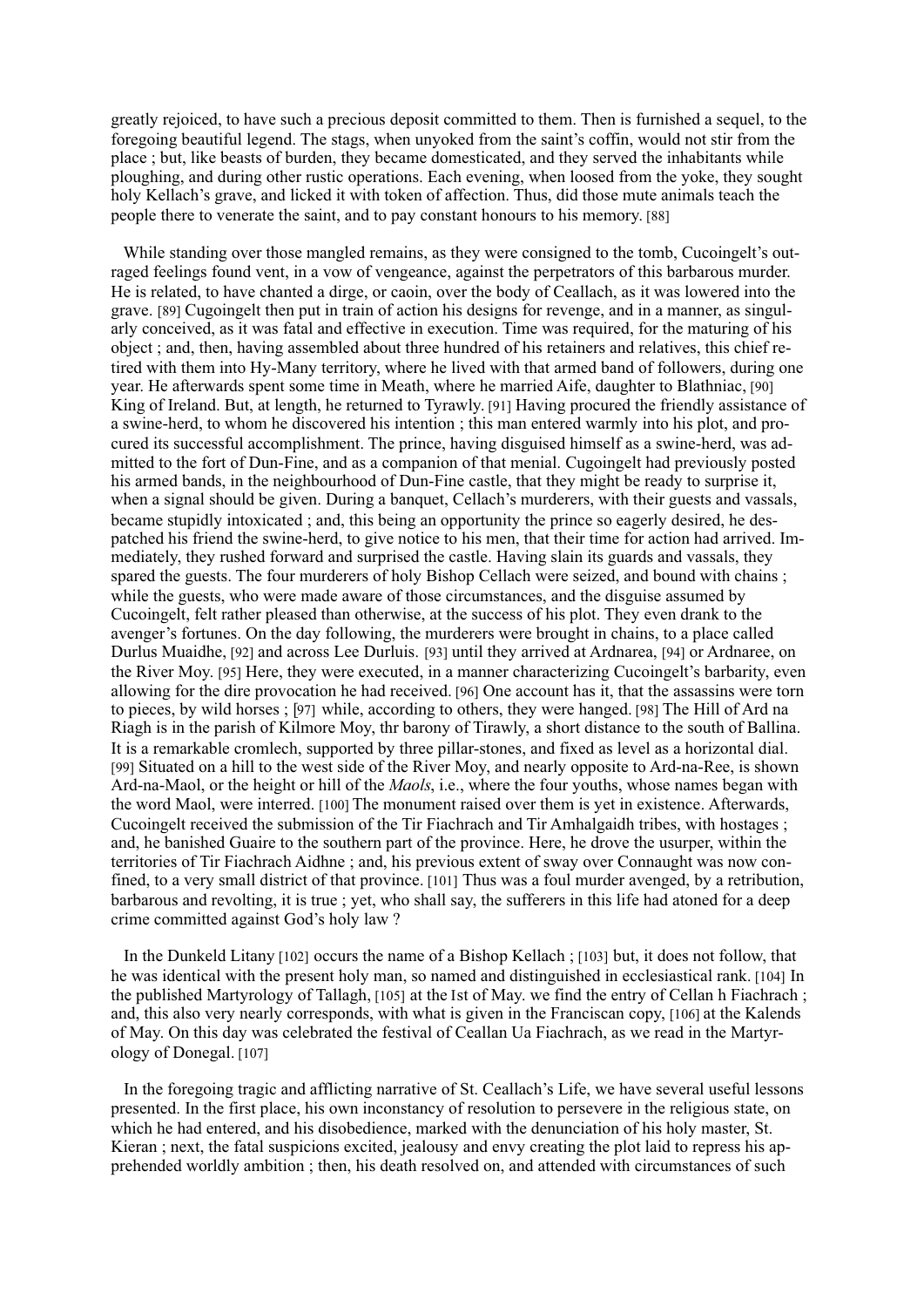greatly rejoiced, to have such a precious deposit committed to them. Then is furnished a sequel, to the foregoing beautiful legend. The stags, when unyoked from the saint's coffin, would not stir from the place ; but, like beasts of burden, they became domesticated, and they served the inhabitants while ploughing, and during other rustic operations. Each evening, when loosed from the yoke, they sought holy Kellach's grave, and licked it with token of affection. Thus, did those mute animals teach the people there to venerate the saint, and to pay constant honours to his memory. [88]

While standing over those mangled remains, as they were consigned to the tomb, Cucoingelt's outraged feelings found vent, in a vow of vengeance, against the perpetrators of this barbarous murder. He is related, to have chanted a dirge, or caoin, over the body of Ceallach, as it was lowered into the grave. [89] Cugoingelt then put in train of action his designs for revenge, and in a manner, as singularly conceived, as it was fatal and effective in execution. Time was required, for the maturing of his object ; and, then, having assembled about three hundred of his retainers and relatives, this chief retired with them into Hy-Many territory, where he lived with that armed band of followers, during one year. He afterwards spent some time in Meath, where he married Aife, daughter to Blathniac, [90] King of Ireland. But, at length, he returned to Tyrawly. [91] Having procured the friendly assistance of a swine-herd, to whom he discovered his intention ; this man entered warmly into his plot, and procured its successful accomplishment. The prince, having disguised himself as a swine-herd, was admitted to the fort of Dun-Fine, and as a companion of that menial. Cugoingelt had previously posted his armed bands, in the neighbourhood of Dun-Fine castle, that they might be ready to surprise it, when a signal should be given. During a banquet, Cellach's murderers, with their guests and vassals, became stupidly intoxicated ; and, this being an opportunity the prince so eagerly desired, he despatched his friend the swine-herd, to give notice to his men, that their time for action had arrived. Immediately, they rushed forward and surprised the castle. Having slain its guards and vassals, they spared the guests. The four murderers of holy Bishop Cellach were seized, and bound with chains ; while the guests, who were made aware of those circumstances, and the disguise assumed by Cucoingelt, felt rather pleased than otherwise, at the success of his plot. They even drank to the avenger's fortunes. On the day following, the murderers were brought in chains, to a place called Durlus Muaidhe, [92] and across Lee Durluis. [93] until they arrived at Ardnarea, [94] or Ardnaree, on the River Moy. [95] Here, they were executed, in a manner characterizing Cucoingelt's barbarity, even allowing for the dire provocation he had received. [96] One account has it, that the assassins were torn to pieces, by wild horses ; [97] while, according to others, they were hanged. [98] The Hill of Ard na Riagh is in the parish of Kilmore Moy, thr barony of Tirawly, a short distance to the south of Ballina. It is a remarkable cromlech, supported by three pillar-stones, and fixed as level as a horizontal dial. [99] Situated on a hill to the west side of the River Moy, and nearly opposite to Ard-na-Ree, is shown Ard-na-Maol, or the height or hill of the *Maols*, i.e., where the four youths, whose names began with the word Maol, were interred. [100] The monument raised over them is yet in existence. Afterwards, Cucoingelt received the submission of the Tir Fiachrach and Tir Amhalgaidh tribes, with hostages ; and, he banished Guaire to the southern part of the province. Here, he drove the usurper, within the territories of Tir Fiachrach Aidhne ; and, his previous extent of sway over Connaught was now confined, to a very small district of that province. [101] Thus was a foul murder avenged, by a retribution, barbarous and revolting, it is true ; yet, who shall say, the sufferers in this life had atoned for a deep crime committed against God's holy law ?

In the Dunkeld Litany [102] occurs the name of a Bishop Kellach ; [103] but, it does not follow, that he was identical with the present holy man, so named and distinguished in ecclesiastical rank. [104] In the published Martyrology of Tallagh, [105] at the Ist of May. we find the entry of Cellan h Fiachrach ; and, this also very nearly corresponds, with what is given in the Franciscan copy, [106] at the Kalends of May. On this day was celebrated the festival of Ceallan Ua Fiachrach, as we read in the Martyrology of Donegal. [107]

In the foregoing tragic and afflicting narrative of St. Ceallach's Life, we have several useful lessons presented. In the first place, his own inconstancy of resolution to persevere in the religious state, on which he had entered, and his disobedience, marked with the denunciation of his holy master, St. Kieran ; next, the fatal suspicions excited, jealousy and envy creating the plot laid to repress his apprehended worldly ambition ; then, his death resolved on, and attended with circumstances of such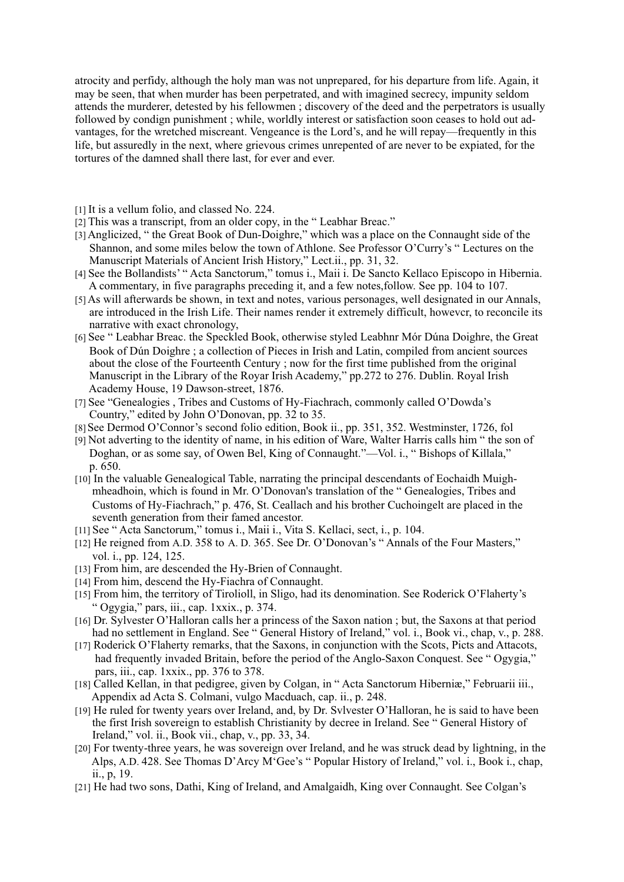atrocity and perfidy, although the holy man was not unprepared, for his departure from life. Again, it may be seen, that when murder has been perpetrated, and with imagined secrecy, impunity seldom attends the murderer, detested by his fellowmen ; discovery of the deed and the perpetrators is usually followed by condign punishment ; while, worldly interest or satisfaction soon ceases to hold out advantages, for the wretched miscreant. Vengeance is the Lord's, and he will repay—frequently in this life, but assuredly in the next, where grievous crimes unrepented of are never to be expiated, for the tortures of the damned shall there last, for ever and ever.

[1] It is a vellum folio, and classed No. 224.

[2] This was a transcript, from an older copy, in the " Leabhar Breac."

[3] Anglicized, " the Great Book of Dun-Doighre," which was a place on the Connaught side of the Shannon, and some miles below the town of Athlone. See Professor O'Curry's " Lectures on the Manuscript Materials of Ancient Irish History," Lect.ii., pp. 31, 32.

[4] See the Bollandists' " Acta Sanctorum," tomus i., Maii i. De Sancto Kellaco Episcopo in Hibernia. A commentary, in five paragraphs preceding it, and a few notes,follow. See pp. 104 to 107.

[5] As will afterwards be shown, in text and notes, various personages, well designated in our Annals, are introduced in the Irish Life. Their names render it extremely difficult, howevcr, to reconcile its narrative with exact chronology,

[6] See " Leabhar Breac. the Speckled Book, otherwise styled Leabhnr Mór Dúna Doighre, the Great Book of Dún Doighre ; a collection of Pieces in Irish and Latin, compiled from ancient sources about the close of the Fourteenth Century ; now for the first time published from the original Manuscript in the Library of the Royar Irish Academy," pp.272 to 276. Dublin. Royal Irish Academy House, 19 Dawson-street, 1876.

[7] See "Genealogies , Tribes and Customs of Hy-Fiachrach, commonly called O'Dowda's Country," edited by John O'Donovan, pp. 32 to 35.

[8] See Dermod O'Connor's second folio edition, Book ii., pp. 351, 352. Westminster, 1726, fol

[9] Not adverting to the identity of name, in his edition of Ware, Walter Harris calls him " the son of Doghan, or as some say, of Owen Bel, King of Connaught."—Vol. i., " Bishops of Killala," p. 650.

[10] In the valuable Genealogical Table, narrating the principal descendants of Eochaidh Muigh-mheadhoin, which is found in Mr. O'Donovan's translation of the " Genealogies, Tribes and Customs of Hy-Fiachrach," p. 476, St. Ceallach and his brother Cuchoingelt are placed in the seventh generation from their famed ancestor.

[11] See " Acta Sanctorum," tomus i., Maii i., Vita S. Kellaci, sect, i., p. 104.

[12] He reigned from A.D. 358 to A. D. 365. See Dr. O'Donovan's " Annals of the Four Masters," vol. i., pp. 124, 125.

[13] From him, are descended the Hy-Brien of Connaught.

[14] From him, descend the Hy-Fiachra of Connaught.

[15] From him, the territory of Tirolioll, in Sligo, had its denomination. See Roderick O'Flaherty's " Ogygia," pars, iii., cap. 1xxix., p. 374.

[16] Dr. Sylvester O'Halloran calls her a princess of the Saxon nation ; but, the Saxons at that period had no settlement in England. See " General History of Ireland," vol. i., Book vi., chap, v., p. 288.

[17] Roderick O'Flaherty remarks, that the Saxons, in conjunction with the Scots, Picts and Attacots, had frequently invaded Britain, before the period of the Anglo-Saxon Conquest. See " Ogygia," pars, iii., cap. 1xxix., pp. 376 to 378.

[18] Called Kellan, in that pedigree, given by Colgan, in " Acta Sanctorum Hiberniæ," Februarii iii., Appendix ad Acta S. Colmani, vulgo Macduach, cap. ii., p. 248.

[19] He ruled for twenty years over Ireland, and, by Dr. Svlvester O'Halloran, he is said to have been the first Irish sovereign to establish Christianity by decree in Ireland. See " General History of Ireland," vol. ii., Book vii., chap, v., pp. 33, 34.

[20] For twenty-three years, he was sovereign over Ireland, and he was struck dead by lightning, in the Alps, A.D. 428. See Thomas D'Arcy M'Gee's " Popular History of Ireland," vol. i., Book i., chap, ii., p, 19.

[21] He had two sons, Dathi, King of Ireland, and Amalgaidh, King over Connaught. See Colgan's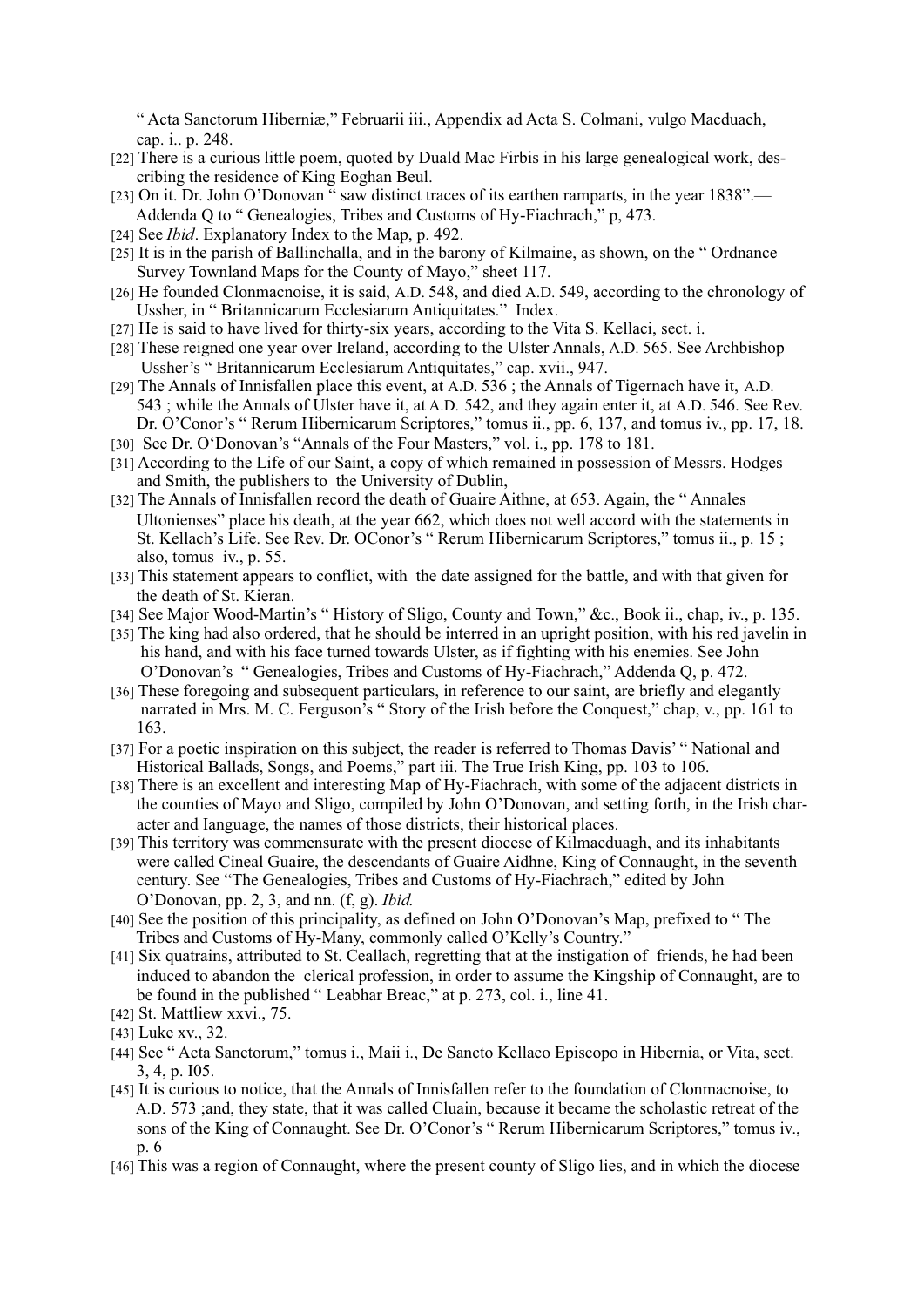“ Acta Sanctorum Hiberniæ,” Februarii iii., Appendix ad Acta S. Colmani, vulgo Macduach, cap. i.. p. 248.

[22] There is a curious little poem, quoted by Duald Mac Firbis in his large genealogical work, describing the residence of King Eoghan Beul.

[23] On it. Dr. John O’Donovan “ saw distinct traces of its earthen ramparts, in the year 1838”.— Addenda Q to “ Genealogies, Tribes and Customs of Hy-Fiachrach,” p, 473.

[24] See *Ibid*. Explanatory Index to the Map, p. 492.

[25] It is in the parish of Ballinchalla, and in the barony of Kilmaine, as shown, on the “ Ordnance Survey Townland Maps for the County of Mayo,” sheet 117.

[26] He founded Clonmacnoise, it is said, A.D. 548, and died A.D. 549, according to the chronology of Ussher, in “ Britannicarum Ecclesiarum Antiquitates.” Index.

[27] He is said to have lived for thirty-six years, according to the Vita S. Kellaci, sect. i.

[28] These reigned one year over Ireland, according to the Ulster Annals, A.D. 565. See Archbishop Ussher’s “ Britannicarum Ecclesiarum Antiquitates,” cap. xvii., 947.

[29] The Annals of Innisfallen place this event, at A.D. 536 ; the Annals of Tigernach have it, A.D. 543 ; while the Annals of Ulster have it, at A.D. 542, and they again enter it, at A.D. 546. See Rev. Dr. O’Conor’s “ Rerum Hibernicarum Scriptores,” tomus ii., pp. 6, 137, and tomus iv., pp. 17, 18.

[30] See Dr. O‘Donovan’s “Annals of the Four Masters,” vol. i., pp. 178 to 181.

[31] According to the Life of our Saint, a copy of which remained in possession of Messrs. Hodges and Smith, the publishers to the University of Dublin,

[32] The Annals of Innisfallen record the death of Guaire Aithne, at 653. Again, the “ Annales Ultonienses” place his death, at the year 662, which does not well accord with the statements in St. Kellach’s Life. See Rev. Dr. OConor’s “ Rerum Hibernicarum Scriptores,” tomus ii., p. 15 ; also, tomus iv., p. 55.

[33] This statement appears to conflict, with the date assigned for the battle, and with that given for the death of St. Kieran.

[34] See Major Wood-Martin’s “ History of Sligo, County and Town,” &c., Book ii., chap, iv., p. 135.

[35] The king had also ordered, that he should be interred in an upright position, with his red javelin in his hand, and with his face turned towards Ulster, as if fighting with his enemies. See John O’Donovan’s “ Genealogies, Tribes and Customs of Hy-Fiachrach,” Addenda Q, p. 472.

[36] These foregoing and subsequent particulars, in reference to our saint, are briefly and elegantly narrated in Mrs. M. C. Ferguson’s “ Story of the Irish before the Conquest,” chap, v., pp. 161 to 163.

[37] For a poetic inspiration on this subject, the reader is referred to Thomas Davis’ “ National and Historical Ballads, Songs, and Poems,” part iii. The True Irish King, pp. 103 to 106.

[38] There is an excellent and interesting Map of Hy-Fiachrach, with some of the adjacent districts in the counties of Mayo and Sligo, compiled by John O’Donovan, and setting forth, in the Irish character and Ianguage, the names of those districts, their historical places.

[39] This territory was commensurate with the present diocese of Kilmacduagh, and its inhabitants were called Cineal Guaire, the descendants of Guaire Aidhne, King of Connaught, in the seventh century. See “The Genealogies, Tribes and Customs of Hy-Fiachrach,” edited by John O’Donovan, pp. 2, 3, and nn. (f, g). *Ibid*.

[40] See the position of this principality, as defined on John O’Donovan’s Map, prefixed to “ The Tribes and Customs of Hy-Many, commonly called O’Kelly’s Country.”

[41] Six quatrains, attributed to St. Ceallach, regretting that at the instigation of friends, he had been induced to abandon the clerical profession, in order to assume the Kingship of Connaught, are to be found in the published “ Leabhar Breac,” at p. 273, col. i., line 41.

[42] St. Mattliew xxvi., 75.

[43] Luke xv., 32.

[44] See “ Acta Sanctorum,” tomus i., Maii i., De Sancto Kellaco Episcopo in Hibernia, or Vita, sect. 3, 4, p. I05.

[45] It is curious to notice, that the Annals of Innisfallen refer to the foundation of Clonmacnoise, to A.D. 573 ;and, they state, that it was called Cluain, because it became the scholastic retreat of the sons of the King of Connaught. See Dr. O’Conor’s “ Rerum Hibernicarum Scriptores,” tomus iv., p. 6

[46] This was a region of Connaught, where the present county of Sligo lies, and in which the diocese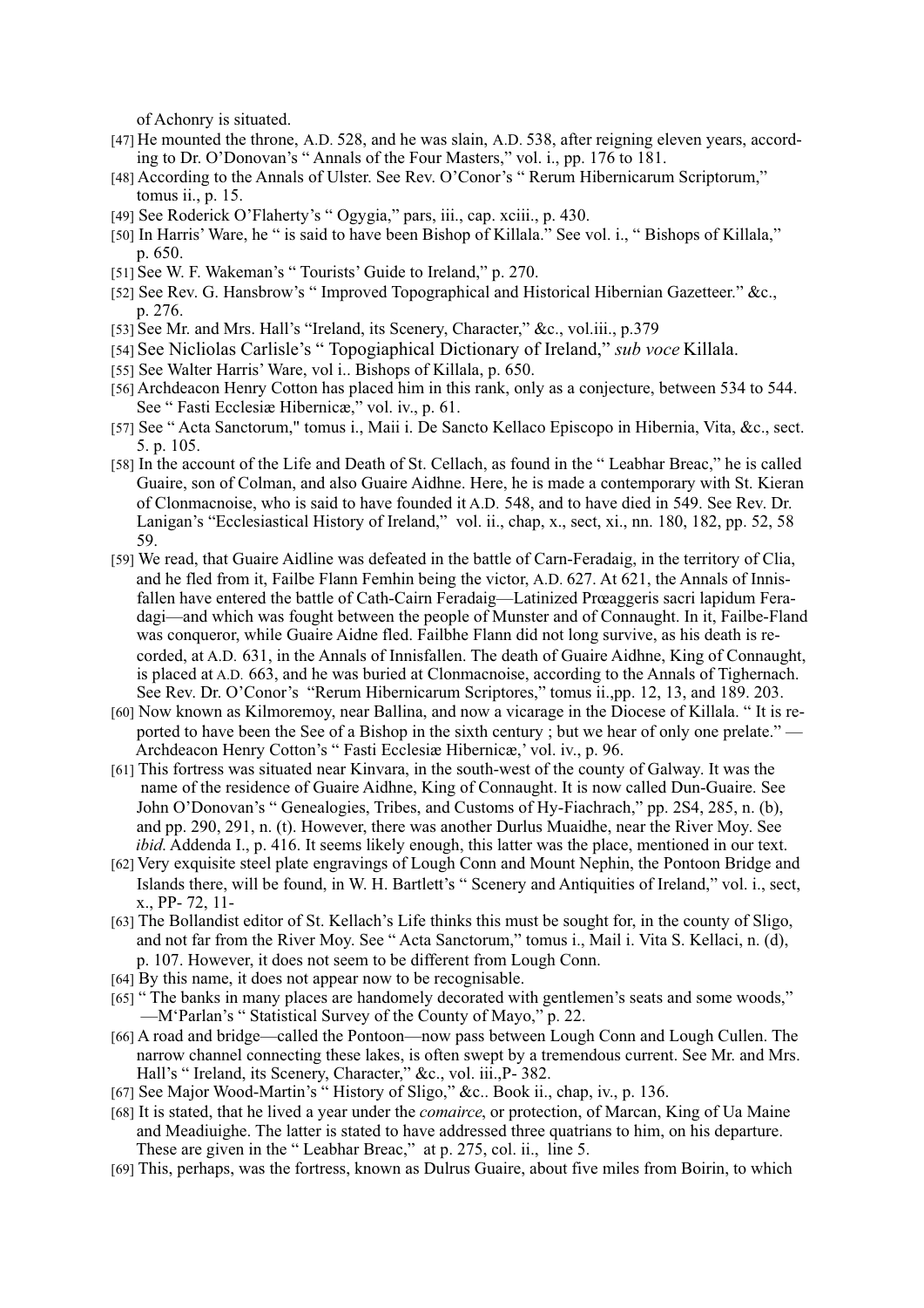of Achonry is situated.

[47] He mounted the throne, A.D. 528, and he was slain, A.D. 538, after reigning eleven years, according to Dr. O'Donovan's " Annals of the Four Masters," vol. i., pp. 176 to 181.

[48] According to the Annals of Ulster. See Rev. O'Conor's " Rerum Hibernicarum Scriptorum," tomus ii., p. 15.

[49] See Roderick O'Flaherty's " Ogygia," pars, iii., cap. xciii., p. 430.

[50] In Harris' Ware, he " is said to have been Bishop of Killala." See vol. i., " Bishops of Killala," p. 650.

[51] See W. F. Wakeman's " Tourists' Guide to Ireland," p. 270.

[52] See Rev. G. Hansbrow's " Improved Topographical and Historical Hibernian Gazetteer." &c., p. 276.

[53] See Mr. and Mrs. Hall's "Ireland, its Scenery, Character," &c., vol.iii., p.379

[54] See Nicliolas Carlisle's " Topogiaphical Dictionary of Ireland," *sub voce* Killala.

[55] See Walter Harris' Ware, vol i.. Bishops of Killala, p. 650.

[56] Archdeacon Henry Cotton has placed him in this rank, only as a conjecture, between 534 to 544. See " Fasti Ecclesiæ Hibernicæ," vol. iv., p. 61.

[57] See " Acta Sanctorum," tomus i., Maii i. De Sancto Kellaco Episcopo in Hibernia, Vita, &c., sect. 5. p. 105.

[58] In the account of the Life and Death of St. Cellach, as found in the " Leabhar Breac," he is called Guaire, son of Colman, and also Guaire Aidhne. Here, he is made a contemporary with St. Kieran of Clonmacnoise, who is said to have founded it A.D. 548, and to have died in 549. See Rev. Dr. Lanigan's "Ecclesiastical History of Ireland," vol. ii., chap, x., sect, xi., nn. 180, 182, pp. 52, 58 59.

[59] We read, that Guaire Aidline was defeated in the battle of Carn-Feradaig, in the territory of Clia, and he fled from it, Failbe Flann Femhin being the victor, A.D. 627. At 621, the Annals of Innisfallen have entered the battle of Cath-Cairn Feradaig—Latinized Prœaggeris sacri lapidum Feradagi—and which was fought between the people of Munster and of Connaught. In it, Failbe-Fland was conqueror, while Guaire Aidne fled. Failbhe Flann did not long survive, as his death is recorded, at A.D. 631, in the Annals of Innisfallen. The death of Guaire Aidhne, King of Connaught, is placed at A.D. 663, and he was buried at Clonmacnoise, according to the Annals of Tighernach. See Rev. Dr. O'Conor's "Rerum Hibernicarum Scriptores," tomus ii.,pp. 12, 13, and 189. 203.

[60] Now known as Kilmoremoy, near Ballina, and now a vicarage in the Diocese of Killala. " It is reported to have been the See of a Bishop in the sixth century ; but we hear of only one prelate." —Archdeacon Henry Cotton's " Fasti Ecclesiæ Hibernicæ,' vol. iv., p. 96.

[61] This fortress was situated near Kinvara, in the south-west of the county of Galway. It was the name of the residence of Guaire Aidhne, King of Connaught. It is now called Dun-Guaire. See John O'Donovan's " Genealogies, Tribes, and Customs of Hy-Fiachrach," pp. 2S4, 285, n. (b), and pp. 290, 291, n. (t). However, there was another Durlus Muaidhe, near the River Moy. See *ibid.* Addenda I., p. 416. It seems likely enough, this latter was the place, mentioned in our text.

[62] Very exquisite steel plate engravings of Lough Conn and Mount Nephin, the Pontoon Bridge and Islands there, will be found, in W. H. Bartlett's " Scenery and Antiquities of Ireland," vol. i., sect, x., PP- 72, 11-

[63] The Bollandist editor of St. Kellach's Life thinks this must be sought for, in the county of Sligo, and not far from the River Moy. See " Acta Sanctorum," tomus i., Mail i. Vita S. Kellaci, n. (d), p. 107. However, it does not seem to be different from Lough Conn.

[64] By this name, it does not appear now to be recognisable.

[65] " The banks in many places are handomely decorated with gentlemen's seats and some woods," —M'Parlan's " Statistical Survey of the County of Mayo," p. 22.

[66] A road and bridge—called the Pontoon—now pass between Lough Conn and Lough Cullen. The narrow channel connecting these lakes, is often swept by a tremendous current. See Mr. and Mrs. Hall's " Ireland, its Scenery, Character," &c., vol. iii.,P- 382.

[67] See Major Wood-Martin's " History of Sligo," &c.. Book ii., chap, iv., p. 136.

[68] It is stated, that he lived a year under the *comairce*, or protection, of Marcan, King of Ua Maine and Meadiuighe. The latter is stated to have addressed three quatrians to him, on his departure. These are given in the " Leabhar Breac," at p. 275, col. ii., line 5.

[69] This, perhaps, was the fortress, known as Dulrus Guaire, about five miles from Boirin, to which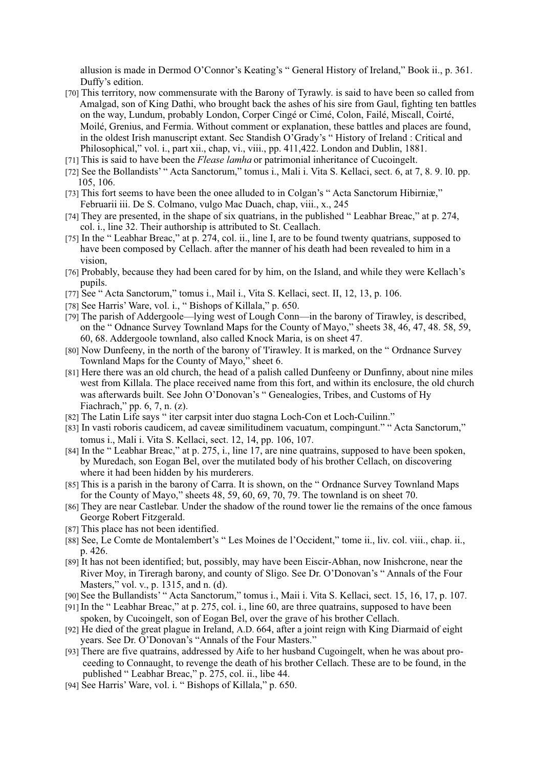allusion is made in Dermod O'Connor's Keating's " General History of Ireland," Book ii., p. 361. Duffy's edition.

[70] This territory, now commensurate with the Barony of Tyrawly. is said to have been so called from Amalgad, son of King Dathi, who brought back the ashes of his sire from Gaul, fighting ten battles on the way, Lundum, probably London, Corper Cingé or Cimé, Colon, Failé, Miscall, Coirté, Moilé, Grenius, and Fermia. Without comment or explanation, these battles and places are found, in the oldest Irish manuscript extant. Sec Standish O'Grady's " History of Ireland : Critical and Philosophical," vol. i., part xii., chap, vi., viii., pp. 411,422. London and Dublin, 1881.

[71] This is said to have been the *Flease lamha* or patrimonial inheritance of Cucoingelt.

[72] See the Bollandists' " Acta Sanctorum," tomus i., Mali i. Vita S. Kellaci, sect. 6, at 7, 8. 9. l0. pp. 105, 106.

[73] This fort seems to have been the onee alluded to in Colgan's " Acta Sanctorum Hibirniæ," Februarii iii. De S. Colmano, vulgo Mac Duach, chap, viii., x., 245

[74] They are presented, in the shape of six quatrians, in the published " Leabhar Breac," at p. 274, col. i., line 32. Their authorship is attributed to St. Ceallach.

[75] In the " Leabhar Breac," at p. 274, col. ii., line I, are to be found twenty quatrians, supposed to have been composed by Cellach. after the manner of his death had been revealed to him in a vision,

[76] Probably, because they had been cared for by him, on the Island, and while they were Kellach's pupils.

[77] See " Acta Sanctorum," tomus i., Mail i., Vita S. Kellaci, sect. II, 12, 13, p. 106.

[78] See Harris' Ware, vol. i., " Bishops of Killala," p. 650.

[79] The parish of Addergoole—lying west of Lough Conn—in the barony of Tirawley, is described, on the " Odnance Survey Townland Maps for the County of Mayo," sheets 38, 46, 47, 48. 58, 59, 60, 68. Addergoole townland, also called Knock Maria, is on sheet 47.

[80] Now Dunfeeny, in the north of the barony of 'I'irawley. It is marked, on the " Ordnance Survey Townland Maps for the County of Mayo," sheet 6.

[81] Here there was an old church, the head of a palish called Dunfeeny or Dunfinny, about nine miles west from Killala. The place received name from this fort, and within its enclosure, the old church was afterwards built. See John O'Donovan's " Genealogies, Tribes, and Customs of Hy Fiachrach," pp. 6, 7, n. (z).

[82] The Latin Life says " iter carpsit inter duo stagna Loch-Con et Loch-Cuilinn."

[83] In vasti roboris caudicem, ad caveæ similitudinem vacuatum, compingunt." " Acta Sanctorum," tomus i., Mali i. Vita S. Kellaci, sect. 12, 14, pp. 106, 107.

[84] In the " Leabhar Breac," at p. 275, i., line 17, are nine quatrains, supposed to have been spoken, by Muredach, son Eogan Bel, over the mutilated body of his brother Cellach, on discovering where it had been hidden by his murderers.

[85] This is a parish in the barony of Carra. It is shown, on the " Ordnance Survey Townland Maps for the County of Mayo," sheets 48, 59, 60, 69, 70, 79. The townland is on sheet 70.

[86] They are near Castlebar. Under the shadow of the round tower lie the remains of the once famous George Robert Fitzgerald.

[87] This place has not been identified.

[88] See, Le Comte de Montalembert's " Les Moines de l'Occident," tome ii., liv. col. viii., chap. ii., p. 426.

[89] It has not been identified; but, possibly, may have been Eiscir-Abhan, now Inishcrone, near the River Moy, in Tireragh barony, and county of Sligo. See Dr. O'Donovan's " Annals of the Four Masters," vol. v., p. 1315, and n. (d).

[90] See the Bullandists' " Acta Sanctorum," tomus i., Maii i. Vita S. Kellaci, sect. 15, 16, 17, p. 107.

[91] In the " Leabhar Breac," at p. 275, col. i., line 60, are three quatrains, supposed to have been spoken, by Cucoingelt, son of Eogan Bel, over the grave of his brother Cellach.

[92] He died of the great plague in Ireland, A.D. 664, after a joint reign with King Diarmaid of eight years. See Dr. O'Donovan's "Annals of the Four Masters."

[93] There are five quatrains, addressed by Aife to her husband Cugoingelt, when he was about proceeding to Connaught, to revenge the death of his brother Cellach. These are to be found, in the published " Leabhar Breac," p. 275, col. ii., libe 44.

[94] See Harris' Ware, vol. i. " Bishops of Killala," p. 650.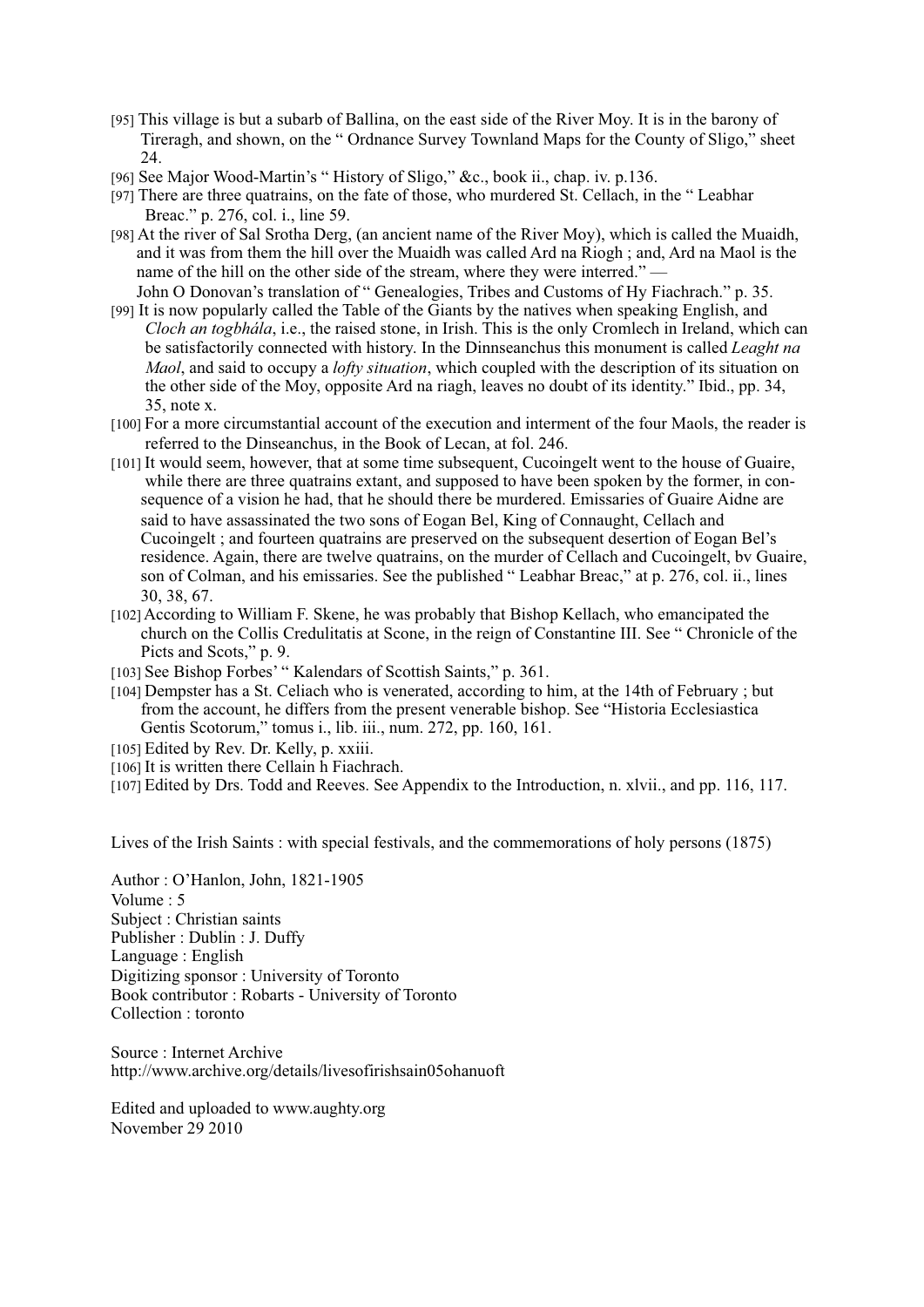[95] This village is but a subarb of Ballina, on the east side of the River Moy. It is in the barony of Tireragh, and shown, on the " Ordnance Survey Townland Maps for the County of Sligo," sheet 24.

[96] See Major Wood-Martin's " History of Sligo," &c., book ii., chap. iv. p.136.

[97] There are three quatrains, on the fate of those, who murdered St. Cellach, in the " Leabhar Breac." p. 276, col. i., line 59.

[98] At the river of Sal Srotha Derg, (an ancient name of the River Moy), which is called the Muaidh, and it was from them the hill over the Muaidh was called Ard na Riogh ; and, Ard na Maol is the name of the hill on the other side of the stream, where they were interred." — John O Donovan's translation of " Genealogies, Tribes and Customs of Hy Fiachrach." p. 35.

[99] It is now popularly called the Table of the Giants by the natives when speaking English, and *Cloch an togbhála*, i.e., the raised stone, in Irish. This is the only Cromlech in Ireland, which can be satisfactorily connected with history. In the Dinnseanchus this monument is called *Leaght na Maol*, and said to occupy a *lofty situation*, which coupled with the description of its situation on the other side of the Moy, opposite Ard na riagh, leaves no doubt of its identity." Ibid., pp. 34, 35, note x.

[100] For a more circumstantial account of the execution and interment of the four Maols, the reader is referred to the Dinseanchus, in the Book of Lecan, at fol. 246.

[101] It would seem, however, that at some time subsequent, Cucoingelt went to the house of Guaire, while there are three quatrains extant, and supposed to have been spoken by the former, in consequence of a vision he had, that he should there be murdered. Emissaries of Guaire Aidne are said to have assassinated the two sons of Eogan Bel, King of Connaught, Cellach and Cucoingelt ; and fourteen quatrains are preserved on the subsequent desertion of Eogan Bel's residence. Again, there are twelve quatrains, on the murder of Cellach and Cucoingelt, bv Guaire, son of Colman, and his emissaries. See the published " Leabhar Breac," at p. 276, col. ii., lines 30, 38, 67.

[102] According to William F. Skene, he was probably that Bishop Kellach, who emancipated the church on the Collis Credulitatis at Scone, in the reign of Constantine III. See " Chronicle of the Picts and Scots," p. 9.

[103] See Bishop Forbes' " Kalendars of Scottish Saints," p. 361.

[104] Dempster has a St. Celiach who is venerated, according to him, at the 14th of February ; but from the account, he differs from the present venerable bishop. See "Historia Ecclesiastica Gentis Scotorum," tomus i., lib. iii., num. 272, pp. 160, 161.

[105] Edited by Rev. Dr. Kelly, p. xxiii.

[106] It is written there Cellain h Fiachrach.

[107] Edited by Drs. Todd and Reeves. See Appendix to the Introduction, n. xlvii., and pp. 116, 117.

Lives of the Irish Saints : with special festivals, and the commemorations of holy persons (1875)

Author : O'Hanlon, John, 1821-1905
Volume : 5
Subject : Christian saints
Publisher : Dublin : J. Duffy
Language : English
Digitizing sponsor : University of Toronto
Book contributor : Robarts - University of Toronto
Collection : toronto

Source : Internet Archive
http://www.archive.org/details/livesofirishsain05ohanuoft

Edited and uploaded to www.aughty.org
November 29 2010